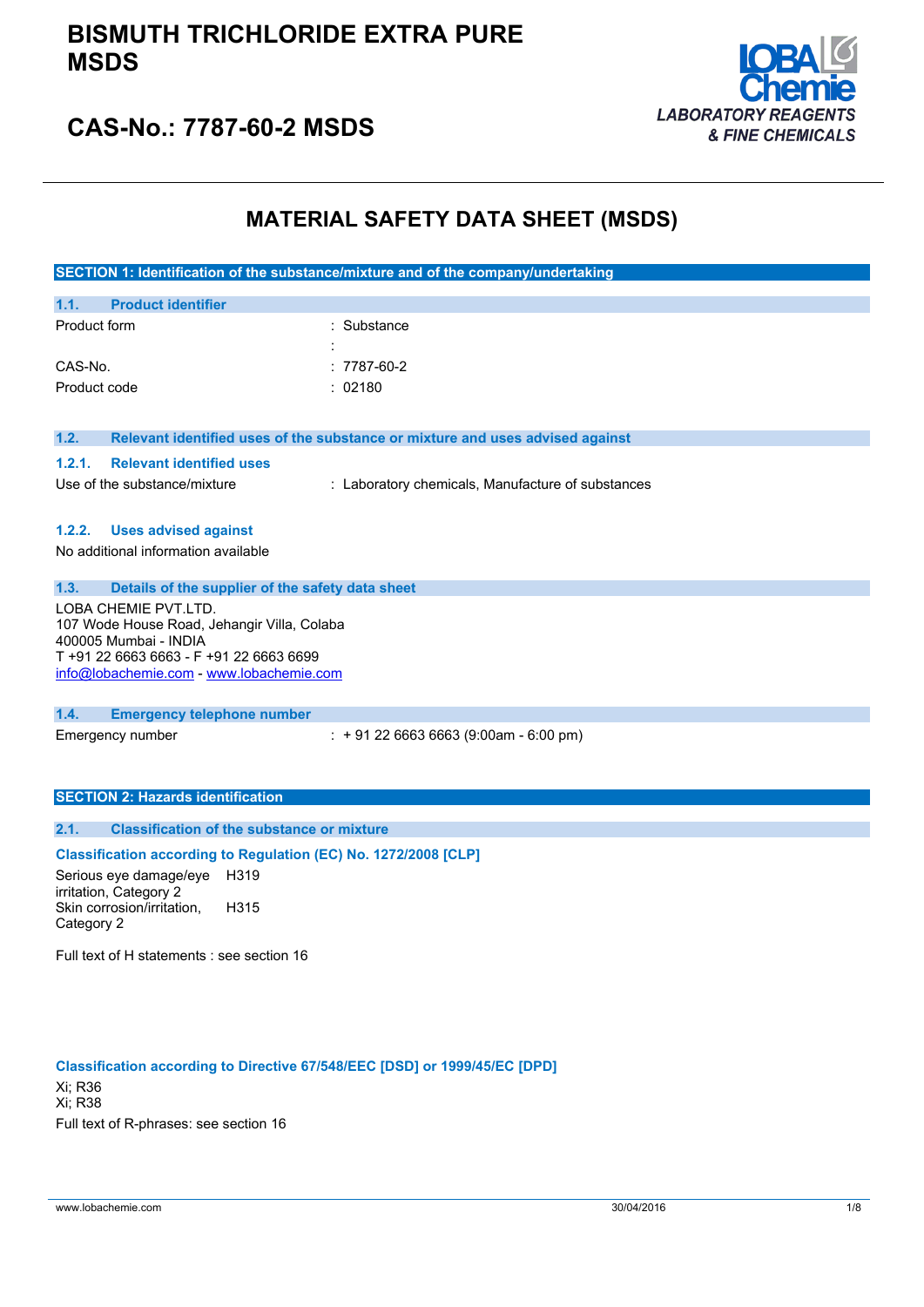# BISMUTH TRICHLORIDE EXTRA PURE MSDS

## CAS-No.: 7787-60-2 MSDS

LOBA Chemie
LABORATORY REAGENTS & FINE CHEMICALS

# MATERIAL SAFETY DATA SHEET (MSDS)

## SECTION 1: Identification of the substance/mixture and of the company/undertaking

### 1.1. Product identifier

| | |
|---|---|
| Product form | : Substance |
| | : |
| CAS-No. | : 7787-60-2 |
| Product code | : 02180 |

### 1.2. Relevant identified uses of the substance or mixture and uses advised against

#### 1.2.1. Relevant identified uses

Use of the substance/mixture : Laboratory chemicals, Manufacture of substances

#### 1.2.2. Uses advised against

No additional information available

### 1.3. Details of the supplier of the safety data sheet

LOBA CHEMIE PVT.LTD.
107 Wode House Road, Jehangir Villa, Colaba
400005 Mumbai - INDIA
T +91 22 6663 6663 - F +91 22 6663 6699
info@lobachemie.com - www.lobachemie.com

### 1.4. Emergency telephone number

Emergency number : + 91 22 6663 6663 (9:00am - 6:00 pm)

## SECTION 2: Hazards identification

### 2.1. Classification of the substance or mixture

**Classification according to Regulation (EC) No. 1272/2008 [CLP]**

| | |
|---|---|
| Serious eye damage/eye irritation, Category 2 | H319 |
| Skin corrosion/irritation, Category 2 | H315 |

Full text of H statements : see section 16

**Classification according to Directive 67/548/EEC [DSD] or 1999/45/EC [DPD]**

Xi; R36
Xi; R38

Full text of R-phrases: see section 16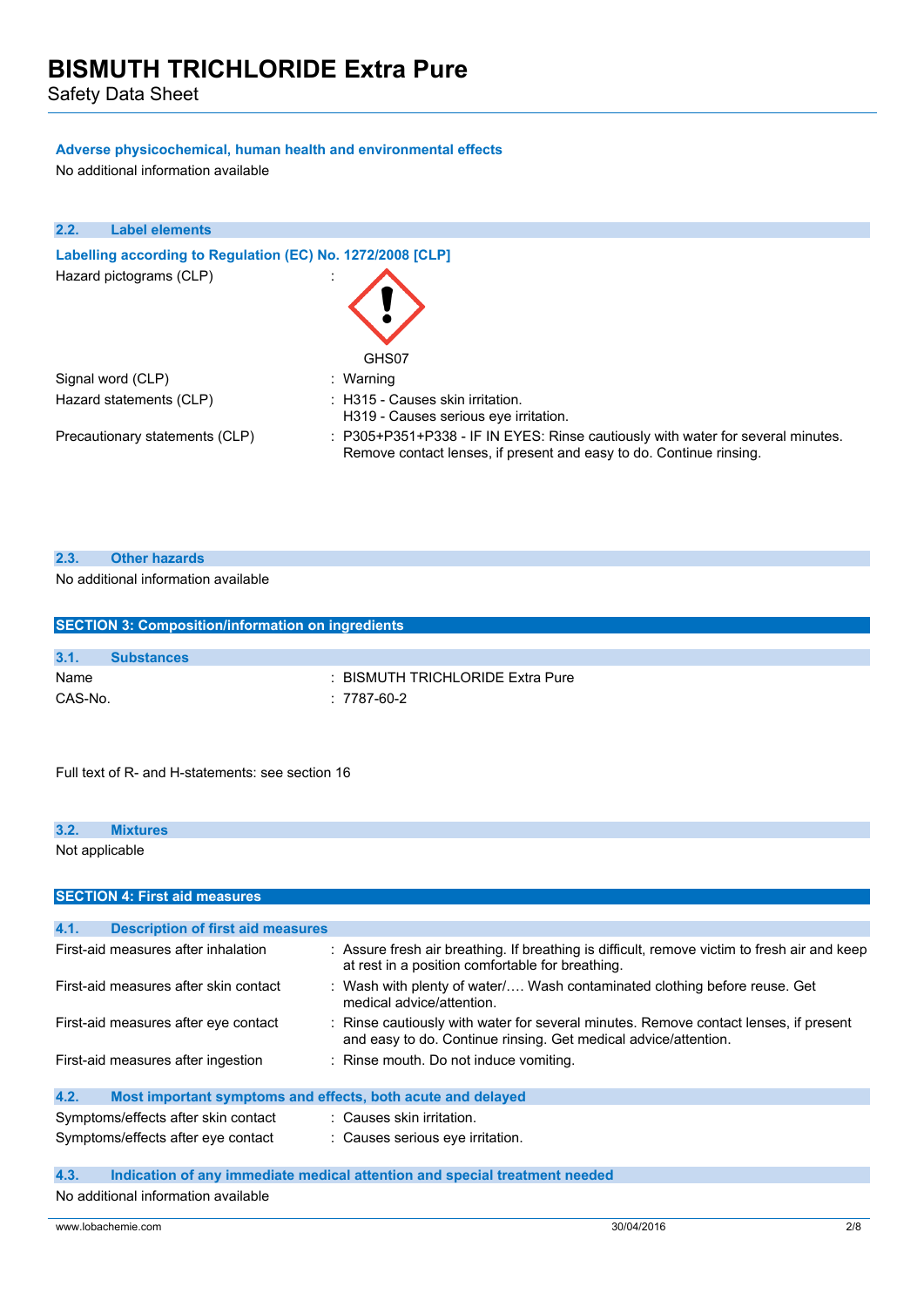#### Adverse physicochemical, human health and environmental effects

No additional information available

### 2.2. Label elements

#### Labelling according to Regulation (EC) No. 1272/2008 [CLP]

Hazard pictograms (CLP) :

GHS07

| | |
|---|---|
| Signal word (CLP) | : Warning |
| Hazard statements (CLP) | : H315 - Causes skin irritation.<br>H319 - Causes serious eye irritation. |
| Precautionary statements (CLP) | : P305+P351+P338 - IF IN EYES: Rinse cautiously with water for several minutes. Remove contact lenses, if present and easy to do. Continue rinsing. |

### 2.3. Other hazards

No additional information available

## SECTION 3: Composition/information on ingredients

### 3.1. Substances

| | |
|---|---|
| Name | : BISMUTH TRICHLORIDE Extra Pure |
| CAS-No. | : 7787-60-2 |

Full text of R- and H-statements: see section 16

### 3.2. Mixtures

Not applicable

## SECTION 4: First aid measures

### 4.1. Description of first aid measures

| | |
|---|---|
| First-aid measures after inhalation | : Assure fresh air breathing. If breathing is difficult, remove victim to fresh air and keep at rest in a position comfortable for breathing. |
| First-aid measures after skin contact | : Wash with plenty of water/…. Wash contaminated clothing before reuse. Get medical advice/attention. |
| First-aid measures after eye contact | : Rinse cautiously with water for several minutes. Remove contact lenses, if present and easy to do. Continue rinsing. Get medical advice/attention. |
| First-aid measures after ingestion | : Rinse mouth. Do not induce vomiting. |

### 4.2. Most important symptoms and effects, both acute and delayed

| | |
|---|---|
| Symptoms/effects after skin contact | : Causes skin irritation. |
| Symptoms/effects after eye contact | : Causes serious eye irritation. |

### 4.3. Indication of any immediate medical attention and special treatment needed

No additional information available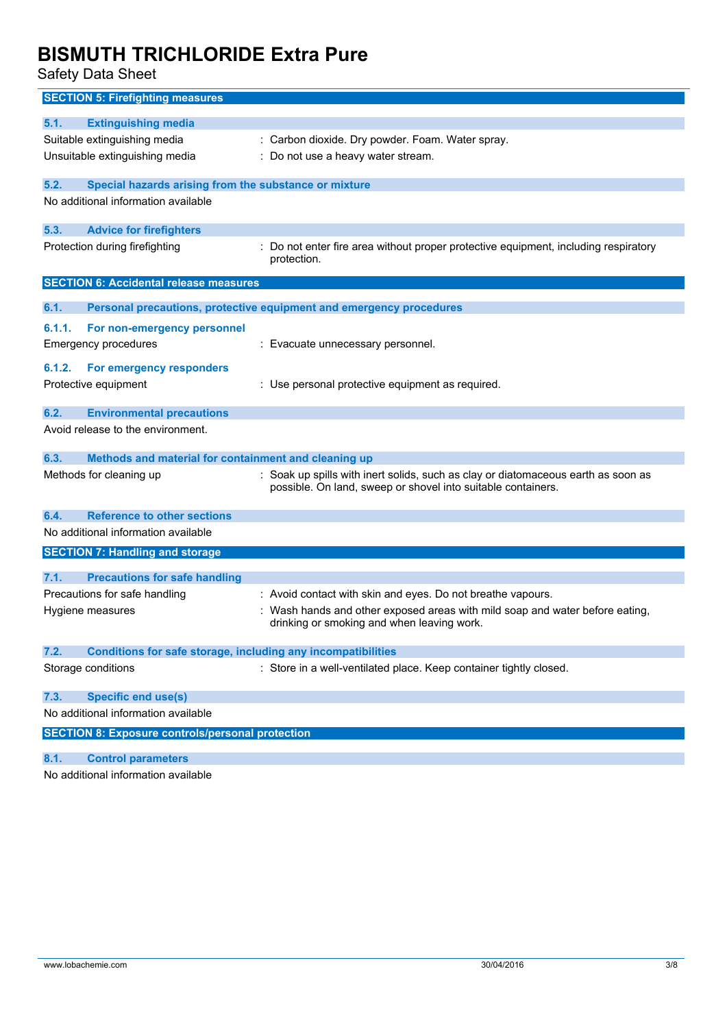## SECTION 5: Firefighting measures

### 5.1. Extinguishing media

Suitable extinguishing media : Carbon dioxide. Dry powder. Foam. Water spray.

Unsuitable extinguishing media : Do not use a heavy water stream.

### 5.2. Special hazards arising from the substance or mixture

No additional information available

### 5.3. Advice for firefighters

Protection during firefighting : Do not enter fire area without proper protective equipment, including respiratory protection.

## SECTION 6: Accidental release measures

### 6.1. Personal precautions, protective equipment and emergency procedures

#### 6.1.1. For non-emergency personnel

Emergency procedures : Evacuate unnecessary personnel.

#### 6.1.2. For emergency responders

Protective equipment : Use personal protective equipment as required.

### 6.2. Environmental precautions

Avoid release to the environment.

### 6.3. Methods and material for containment and cleaning up

Methods for cleaning up : Soak up spills with inert solids, such as clay or diatomaceous earth as soon as possible. On land, sweep or shovel into suitable containers.

### 6.4. Reference to other sections

No additional information available

## SECTION 7: Handling and storage

### 7.1. Precautions for safe handling

Precautions for safe handling : Avoid contact with skin and eyes. Do not breathe vapours.

Hygiene measures : Wash hands and other exposed areas with mild soap and water before eating, drinking or smoking and when leaving work.

### 7.2. Conditions for safe storage, including any incompatibilities

Storage conditions : Store in a well-ventilated place. Keep container tightly closed.

### 7.3. Specific end use(s)

No additional information available

## SECTION 8: Exposure controls/personal protection

### 8.1. Control parameters

No additional information available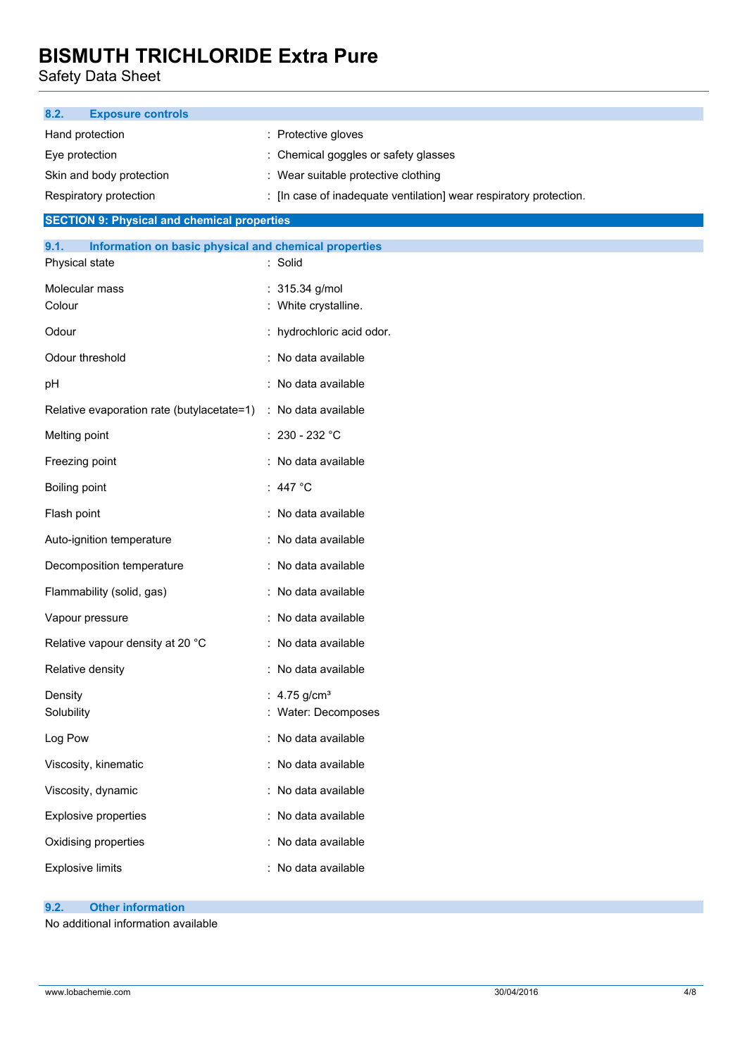### 8.2. Exposure controls

| | |
|---|---|
| Hand protection | : Protective gloves |
| Eye protection | : Chemical goggles or safety glasses |
| Skin and body protection | : Wear suitable protective clothing |
| Respiratory protection | : [In case of inadequate ventilation] wear respiratory protection. |

## SECTION 9: Physical and chemical properties

### 9.1. Information on basic physical and chemical properties

| | |
|---|---|
| Physical state | : Solid |
| Molecular mass | : 315.34 g/mol |
| Colour | : White crystalline. |
| Odour | : hydrochloric acid odor. |
| Odour threshold | : No data available |
| pH | : No data available |
| Relative evaporation rate (butylacetate=1) | : No data available |
| Melting point | : 230 - 232 °C |
| Freezing point | : No data available |
| Boiling point | : 447 °C |
| Flash point | : No data available |
| Auto-ignition temperature | : No data available |
| Decomposition temperature | : No data available |
| Flammability (solid, gas) | : No data available |
| Vapour pressure | : No data available |
| Relative vapour density at 20 °C | : No data available |
| Relative density | : No data available |
| Density | : 4.75 g/cm³ |
| Solubility | : Water: Decomposes |
| Log Pow | : No data available |
| Viscosity, kinematic | : No data available |
| Viscosity, dynamic | : No data available |
| Explosive properties | : No data available |
| Oxidising properties | : No data available |
| Explosive limits | : No data available |

### 9.2. Other information

No additional information available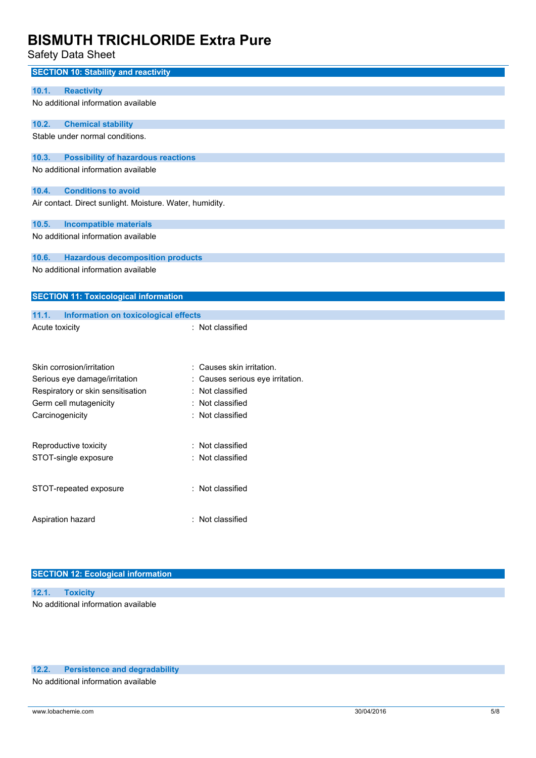## SECTION 10: Stability and reactivity

### 10.1. Reactivity

No additional information available

### 10.2. Chemical stability

Stable under normal conditions.

### 10.3. Possibility of hazardous reactions

No additional information available

### 10.4. Conditions to avoid

Air contact. Direct sunlight. Moisture. Water, humidity.

### 10.5. Incompatible materials

No additional information available

### 10.6. Hazardous decomposition products

No additional information available

## SECTION 11: Toxicological information

### 11.1. Information on toxicological effects

Acute toxicity : Not classified

Skin corrosion/irritation : Causes skin irritation.

Serious eye damage/irritation : Causes serious eye irritation.

Respiratory or skin sensitisation : Not classified

Germ cell mutagenicity : Not classified

Carcinogenicity : Not classified

Reproductive toxicity : Not classified

STOT-single exposure : Not classified

STOT-repeated exposure : Not classified

Aspiration hazard : Not classified

## SECTION 12: Ecological information

### 12.1. Toxicity

No additional information available

### 12.2. Persistence and degradability

No additional information available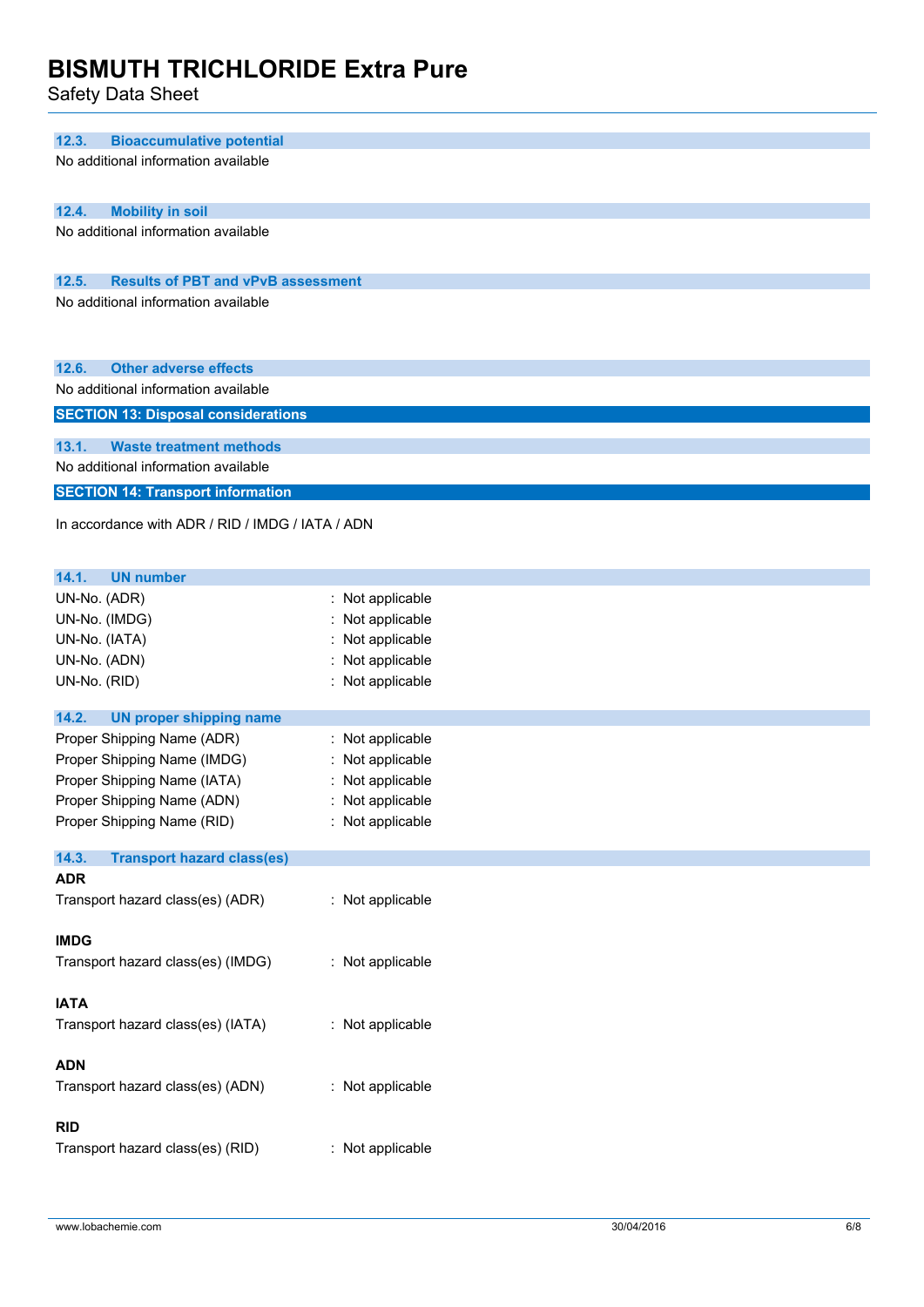### 12.3. Bioaccumulative potential

No additional information available

### 12.4. Mobility in soil

No additional information available

### 12.5. Results of PBT and vPvB assessment

No additional information available

### 12.6. Other adverse effects

No additional information available

## SECTION 13: Disposal considerations

### 13.1. Waste treatment methods

No additional information available

## SECTION 14: Transport information

In accordance with ADR / RID / IMDG / IATA / ADN

### 14.1. UN number

| | |
|---|---|
| UN-No. (ADR) | : Not applicable |
| UN-No. (IMDG) | : Not applicable |
| UN-No. (IATA) | : Not applicable |
| UN-No. (ADN) | : Not applicable |
| UN-No. (RID) | : Not applicable |

### 14.2. UN proper shipping name

| | |
|---|---|
| Proper Shipping Name (ADR) | : Not applicable |
| Proper Shipping Name (IMDG) | : Not applicable |
| Proper Shipping Name (IATA) | : Not applicable |
| Proper Shipping Name (ADN) | : Not applicable |
| Proper Shipping Name (RID) | : Not applicable |

### 14.3. Transport hazard class(es)

**ADR**

Transport hazard class(es) (ADR) : Not applicable

**IMDG**

Transport hazard class(es) (IMDG) : Not applicable

**IATA**

Transport hazard class(es) (IATA) : Not applicable

**ADN**

Transport hazard class(es) (ADN) : Not applicable

**RID**

Transport hazard class(es) (RID) : Not applicable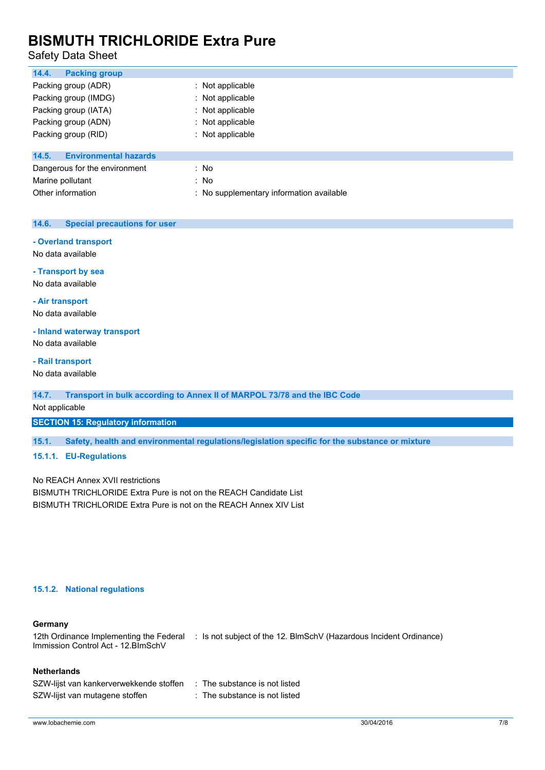### 14.4. Packing group

| | |
|---|---|
| Packing group (ADR) | : Not applicable |
| Packing group (IMDG) | : Not applicable |
| Packing group (IATA) | : Not applicable |
| Packing group (ADN) | : Not applicable |
| Packing group (RID) | : Not applicable |

### 14.5. Environmental hazards

| | |
|---|---|
| Dangerous for the environment | : No |
| Marine pollutant | : No |
| Other information | : No supplementary information available |

### 14.6. Special precautions for user

**- Overland transport**

No data available

**- Transport by sea**

No data available

**- Air transport**

No data available

**- Inland waterway transport**

No data available

**- Rail transport**

No data available

### 14.7. Transport in bulk according to Annex II of MARPOL 73/78 and the IBC Code

Not applicable

## SECTION 15: Regulatory information

### 15.1. Safety, health and environmental regulations/legislation specific for the substance or mixture

#### 15.1.1. EU-Regulations

No REACH Annex XVII restrictions

BISMUTH TRICHLORIDE Extra Pure is not on the REACH Candidate List

BISMUTH TRICHLORIDE Extra Pure is not on the REACH Annex XIV List

#### 15.1.2. National regulations

**Germany**

| | |
|---|---|
| 12th Ordinance Implementing the Federal Immission Control Act - 12.BImSchV | : Is not subject of the 12. BlmSchV (Hazardous Incident Ordinance) |

**Netherlands**

| | |
|---|---|
| SZW-lijst van kankerverwekkende stoffen | : The substance is not listed |
| SZW-lijst van mutagene stoffen | : The substance is not listed |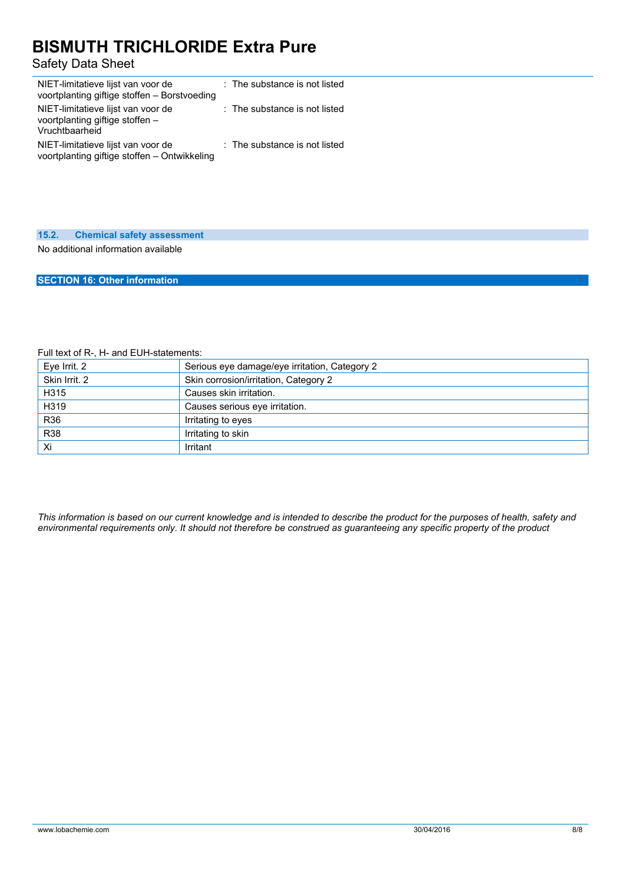| | |
|---|---|
| NIET-limitatieve lijst van voor de voortplanting giftige stoffen – Borstvoeding | : The substance is not listed |
| NIET-limitatieve lijst van voor de voortplanting giftige stoffen – Vruchtbaarheid | : The substance is not listed |
| NIET-limitatieve lijst van voor de voortplanting giftige stoffen – Ontwikkeling | : The substance is not listed |

### 15.2. Chemical safety assessment

No additional information available

## SECTION 16: Other information

Full text of R-, H- and EUH-statements:

| | |
|---|---|
| Eye Irrit. 2 | Serious eye damage/eye irritation, Category 2 |
| Skin Irrit. 2 | Skin corrosion/irritation, Category 2 |
| H315 | Causes skin irritation. |
| H319 | Causes serious eye irritation. |
| R36 | Irritating to eyes |
| R38 | Irritating to skin |
| Xi | Irritant |

*This information is based on our current knowledge and is intended to describe the product for the purposes of health, safety and environmental requirements only. It should not therefore be construed as guaranteeing any specific property of the product*